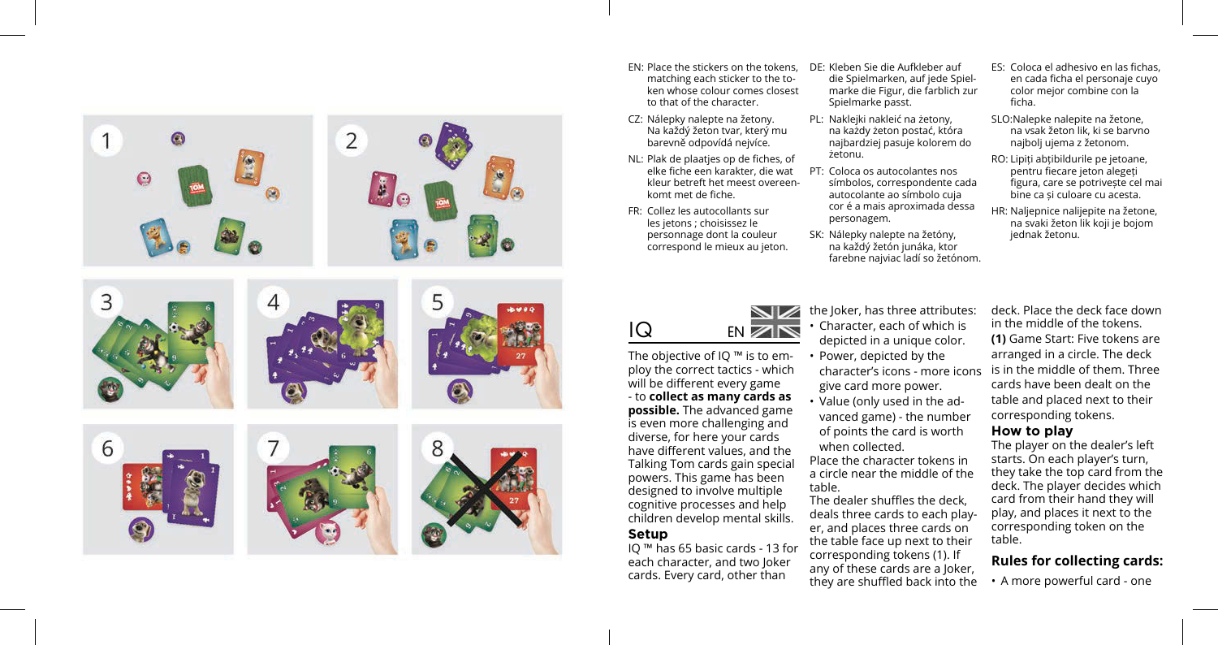EN: Place the stickers on the tokens, matching each sticker to the token whose colour comes closest to that of the character.

CZ: Nálepky nalepte na žetony. Na každý žeton tvar, který mu barevně odpovídá nejvíce.

NL: Plak de plaatjes op de fiches, of elke fiche een karakter, die wat kleur betreft het meest overeenkomt met de fiche.

FR: Collez les autocollants sur les jetons ; choisissez le personnage dont la couleur correspond le mieux au jeton.

DE: Kleben Sie die Aufkleber auf die Spielmarken, auf jede Spielmarke die Figur, die farblich zur Spielmarke passt.

PL: Naklejki nakleić na żetony, na każdy żeton postać, która najbardziej pasuje kolorem do żetonu.

PT: Coloca os autocolantes nos símbolos, correspondente cada autocolante ao símbolo cuja cor é a mais aproximada dessa personagem.

SK: Nálepky nalepte na žetóny, na každý žetón junáka, ktor farebne najviac ladí so žetónom.

ES: Coloca el adhesivo en las fichas, en cada ficha el personaje cuyo color mejor combine con la ficha.

SLO:Nalepke nalepite na žetone, na vsak žeton lik, ki se barvno najbolj ujema z žetonom.

RO: Lipiți abțibildurile pe jetoane, pentru fiecare jeton alegeți figura, care se potrivește cel mai bine ca și culoare cu acesta.

HR: Naljepnice nalijepite na žetone, na svaki žeton lik koji je bojom jednak žetonu.

# IQ

EN

The objective of IQ ™ is to employ the correct tactics - which will be different every game - to **collect as many cards as possible.** The advanced game is even more challenging and diverse, for here your cards have different values, and the Talking Tom cards gain special powers. This game has been designed to involve multiple cognitive processes and help children develop mental skills.

## Setup

IQ ™ has 65 basic cards - 13 for each character, and two Joker cards. Every card, other than the Joker, has three attributes:

- Character, each of which is depicted in a unique color.
- Power, depicted by the character's icons - more icons give card more power.
- Value (only used in the advanced game) - the number of points the card is worth when collected.

Place the character tokens in a circle near the middle of the table.

The dealer shuffles the deck, deals three cards to each player, and places three cards on the table face up next to their corresponding tokens (1). If any of these cards are a Joker, they are shuffled back into the deck. Place the deck face down in the middle of the tokens.

**(1)** Game Start: Five tokens are arranged in a circle. The deck is in the middle of them. Three cards have been dealt on the table and placed next to their corresponding tokens.

## How to play

The player on the dealer's left starts. On each player's turn, they take the top card from the deck. The player decides which card from their hand they will play, and places it next to the corresponding token on the table.

## Rules for collecting cards:

- A more powerful card - one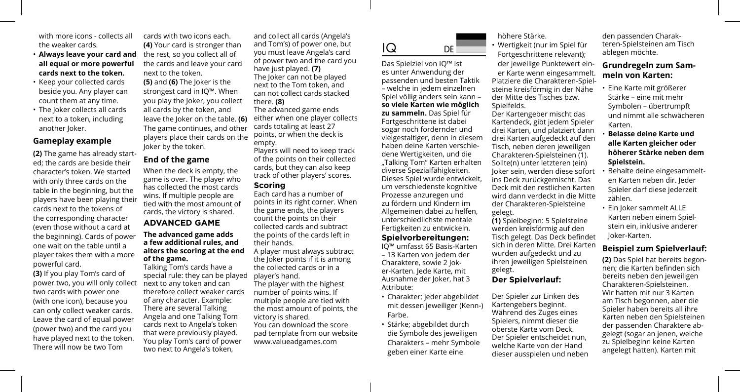with more icons - collects all the weaker cards.

- **Always leave your card and all equal or more powerful cards next to the token.**
- Keep your collected cards beside you. Any player can count them at any time.
- The Joker collects all cards next to a token, including another Joker.

## Gameplay example

**(2)** The game has already started; the cards are beside their character's token. We started with only three cards on the table in the beginning, but the players have been playing their cards next to the tokens of the corresponding character (even those without a card at the beginning). Cards of power one wait on the table until a player takes them with a more powerful card.

**(3)** If you play Tom's card of power two, you will only collect two cards with power one (with one icon), because you can only collect weaker cards. Leave the card of equal power (power two) and the card you have played next to the token. There will now be two Tom cards with two icons each.

**(4)** Your card is stronger than the rest, so you collect all of the cards and leave your card next to the token.

**(5)** and **(6)** The Joker is the strongest card in IQ™. When you play the Joker, you collect all cards by the token, and leave the Joker on the table. **(6)** The game continues, and other players place their cards on the Joker by the token.

## End of the game

When the deck is empty, the game is over. The player who has collected the most cards wins. If multiple people are tied with the most amount of cards, the victory is shared.

## ADVANCED GAME

**The advanced game adds a few additional rules, and alters the scoring at the end of the game.**

Talking Tom's cards have a special rule: they can be played next to any token and can therefore collect weaker cards of any character. Example: There are several Talking Angela and one Talking Tom cards next to Angela's token that were previously played. You play Tom's card of power two next to Angela's token, and collect all cards (Angela's and Tom's) of power one, but you must leave Angela's card of power two and the card you have just played. **(7)**

The Joker can not be played next to the Tom token, and can not collect cards stacked there. **(8)**

The advanced game ends either when one player collects cards totaling at least 27 points, or when the deck is empty.

Players will need to keep track of the points on their collected cards, but they can also keep track of other players' scores.

### Scoring

Each card has a number of points in its right corner. When the game ends, the players count the points on their collected cards and subtract the points of the cards left in their hands.

A player must always subtract the Joker points if it is among the collected cards or in a player's hand.

The player with the highest number of points wins. If multiple people are tied with the most amount of points, the victory is shared.

You can download the score pad template from our website www.valueadgames.com

# IQ DE

Das Spielziel von IQ™ ist es unter Anwendung der passenden und besten Taktik – welche in jedem einzelnen Spiel völlig anders sein kann – **so viele Karten wie möglich zu sammeln.** Das Spiel für Fortgeschrittene ist dabei sogar noch fordernder und vielgestaltiger, denn in diesem haben deine Karten verschiedene Wertigkeiten, und die „Talking Tom" Karten erhalten diverse Spezialfähigkeiten. Dieses Spiel wurde entwickelt, um verschiedenste kognitive Prozesse anzuregen und zu fördern und Kindern im Allgemeinen dabei zu helfen, unterschiedlichste mentale Fertigkeiten zu entwickeln.

## Spielvorbereitungen:

IQ™ umfasst 65 Basis-Karten – 13 Karten von jedem der Charaktere, sowie 2 Joker-Karten. Jede Karte, mit Ausnahme der Joker, hat 3 Attribute:

- Charakter; jeder abgebildet mit dessen jeweiliger (Kenn-) Farbe.
- Stärke; abgebildet durch die Symbole des jeweiligen Charakters – mehr Symbole geben einer Karte eine höhere Stärke.
- Wertigkeit (nur im Spiel für Fortgeschrittene relevant); der jeweilige Punktewert einer Karte wenn eingesammelt.

Platziere die Charakteren-Spielsteine kreisförmig in der Nähe der Mitte des Tisches bzw. Spielfelds.

Der Kartengeber mischt das Kartendeck, gibt jedem Spieler drei Karten, und platziert dann drei Karten aufgedeckt auf den Tisch, neben deren jeweiligen Charakteren-Spielsteinen (1). Sollte(n) unter letzteren (ein) Joker sein, werden diese sofort ins Deck zurückgemischt. Das Deck mit den restlichen Karten wird dann verdeckt in die Mitte der Charakteren-Spielsteine gelegt.

**(1)** Spielbeginn: 5 Spielsteine werden kreisförmig auf den Tisch gelegt. Das Deck befindet sich in deren Mitte. Drei Karten wurden aufgedeckt und zu ihren jeweiligen Spielsteinen gelegt.

## Der Spielverlauf:

Der Spieler zur Linken des Kartengebers beginnt. Während des Zuges eines Spielers, nimmt dieser die oberste Karte vom Deck. Der Spieler entscheidet nun, welche Karte von der Hand dieser ausspielen und neben den passenden Charakteren-Spielsteinen am Tisch ablegen möchte.

## Grundregeln zum Sammeln von Karten:

- Eine Karte mit größerer Stärke – eine mit mehr Symbolen – übertrumpft und nimmt alle schwächeren Karten.
- **Belasse deine Karte und alle Karten gleicher oder höherer Stärke neben dem Spielstein.**
- Behalte deine eingesammelten Karten neben dir. Jeder Spieler darf diese jederzeit zählen.
- Ein Joker sammelt ALLE Karten neben einem Spielstein ein, inklusive anderer Joker-Karten.

## Beispiel zum Spielverlauf:

**(2)** Das Spiel hat bereits begonnen; die Karten befinden sich bereits neben den jeweiligen Charakteren-Spielsteinen. Wir hatten mit nur 3 Karten am Tisch begonnen, aber die Spieler haben bereits all ihre Karten neben den Spielsteinen der passenden Charaktere abgelegt (sogar an jenen, welche zu Spielbeginn keine Karten angelegt hatten). Karten mit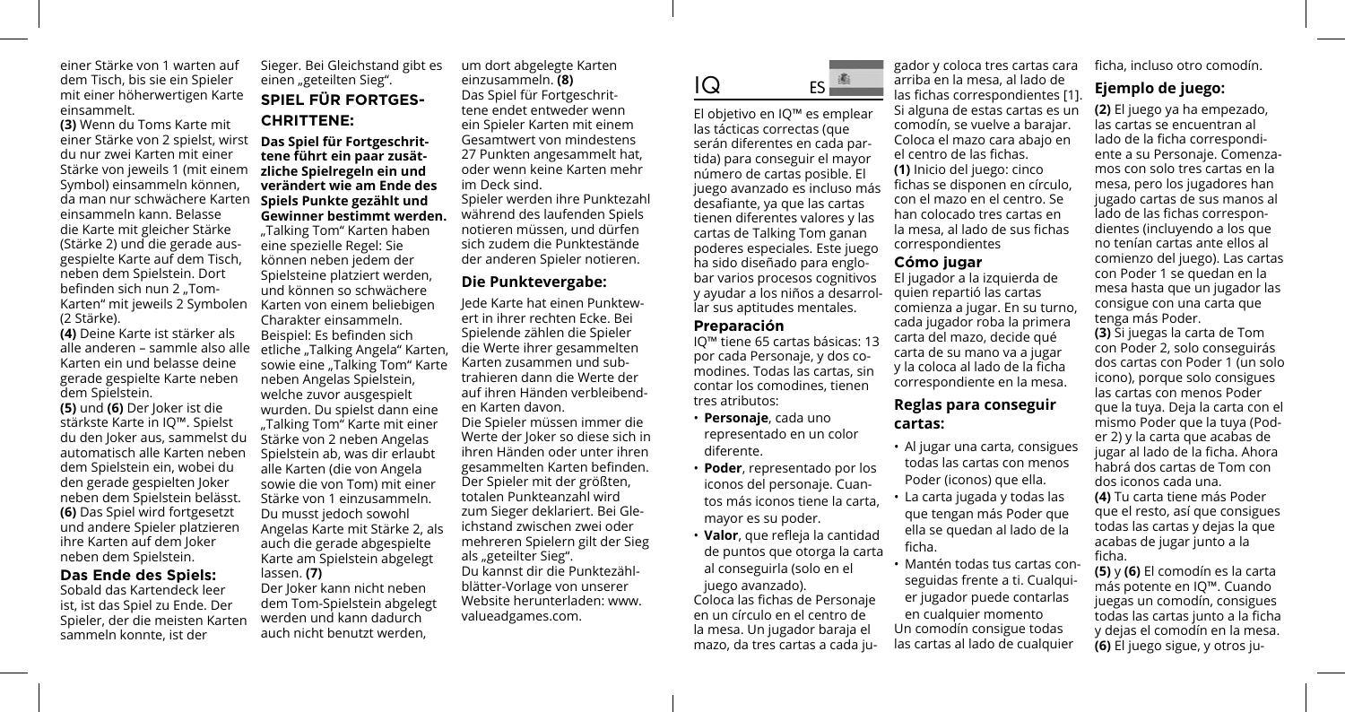einer Stärke von 1 warten auf dem Tisch, bis sie ein Spieler mit einer höherwertigen Karte einsammelt.

**(3)** Wenn du Toms Karte mit einer Stärke von 2 spielst, wirst du nur zwei Karten mit einer Stärke von jeweils 1 (mit einem Symbol) einsammeln können, da man nur schwächere Karten einsammeln kann. Belasse die Karte mit gleicher Stärke (Stärke 2) und die gerade ausgespielte Karte auf dem Tisch, neben dem Spielstein. Dort befinden sich nun 2 „Tom-Karten" mit jeweils 2 Symbolen (2 Stärke).

**(4)** Deine Karte ist stärker als alle anderen – sammle also alle Karten ein und belasse deine gerade gespielte Karte neben dem Spielstein.

**(5)** und **(6)** Der Joker ist die stärkste Karte in IQ™. Spielst du den Joker aus, sammelst du automatisch alle Karten neben dem Spielstein ein, wobei du den gerade gespielten Joker neben dem Spielstein belässt. **(6)** Das Spiel wird fortgesetzt und andere Spieler platzieren ihre Karten auf dem Joker neben dem Spielstein.

### Das Ende des Spiels:

Sobald das Kartendeck leer ist, ist das Spiel zu Ende. Der Spieler, der die meisten Karten sammeln konnte, ist der Sieger. Bei Gleichstand gibt es einen „geteilten Sieg".

## SPIEL FÜR FORTGESCHRITTENE:

**Das Spiel für Fortgeschrittene führt ein paar zusätzliche Spielregeln ein und verändert wie am Ende des Spiels Punkte gezählt und Gewinner bestimmt werden.**

„Talking Tom" Karten haben eine spezielle Regel: Sie können neben jedem der Spielsteine platziert werden, und können so schwächere Karten von einem beliebigen Charakter einsammeln. Beispiel: Es befinden sich etliche „Talking Angela" Karten, sowie eine „Talking Tom" Karte neben Angelas Spielstein, welche zuvor ausgespielt wurden. Du spielst dann eine „Talking Tom" Karte mit einer Stärke von 2 neben Angelas Spielstein ab, was dir erlaubt alle Karten (die von Angela sowie die von Tom) mit einer Stärke von 1 einzusammeln. Du musst jedoch sowohl Angelas Karte mit Stärke 2, als auch die gerade abgespielte Karte am Spielstein abgelegt lassen. **(7)**

Der Joker kann nicht neben dem Tom-Spielstein abgelegt werden und kann dadurch auch nicht benutzt werden, um dort abgelegte Karten einzusammeln. **(8)**

Das Spiel für Fortgeschrittene endet entweder wenn ein Spieler Karten mit einem Gesamtwert von mindestens 27 Punkten angesammelt hat, oder wenn keine Karten mehr im Deck sind.

Spieler werden ihre Punktezahl während des laufenden Spiels notieren müssen, und dürfen sich zudem die Punktestände der anderen Spieler notieren.

### Die Punktevergabe:

Jede Karte hat einen Punktewert in ihrer rechten Ecke. Bei Spielende zählen die Spieler die Werte ihrer gesammelten Karten zusammen und subtrahieren dann die Werte der auf ihren Händen verbleibenden Karten davon.

Die Spieler müssen immer die Werte der Joker so diese sich in ihren Händen oder unter ihren gesammelten Karten befinden. Der Spieler mit der größten, totalen Punkteanzahl wird zum Sieger deklariert. Bei Gleichstand zwischen zwei oder mehreren Spielern gilt der Sieg als „geteilter Sieg".

Du kannst dir die Punktezählblätter-Vorlage von unserer Website herunterladen: www.valueadgames.com.

# IQ

ES

El objetivo en IQ™ es emplear las tácticas correctas (que serán diferentes en cada partida) para conseguir el mayor número de cartas posible. El juego avanzado es incluso más desafiante, ya que las cartas tienen diferentes valores y las cartas de Talking Tom ganan poderes especiales. Este juego ha sido diseñado para englobar varios procesos cognitivos y ayudar a los niños a desarrollar sus aptitudes mentales.

### Preparación

IQ™ tiene 65 cartas básicas: 13 por cada Personaje, y dos comodines. Todas las cartas, sin contar los comodines, tienen tres atributos:

- **Personaje**, cada uno representado en un color diferente.
- **Poder**, representado por los iconos del personaje. Cuantos más iconos tiene la carta, mayor es su poder.
- **Valor**, que refleja la cantidad de puntos que otorga la carta al conseguirla (solo en el juego avanzado).

Coloca las fichas de Personaje en un círculo en el centro de la mesa. Un jugador baraja el mazo, da tres cartas a cada jugador y coloca tres cartas cara arriba en la mesa, al lado de las fichas correspondientes [1]. Si alguna de estas cartas es un comodín, se vuelve a barajar. Coloca el mazo cara abajo en el centro de las fichas.

**(1)** Inicio del juego: cinco fichas se disponen en círculo, con el mazo en el centro. Se han colocado tres cartas en la mesa, al lado de sus fichas correspondientes

### Cómo jugar

El jugador a la izquierda de quien repartió las cartas comienza a jugar. En su turno, cada jugador roba la primera carta del mazo, decide qué carta de su mano va a jugar y la coloca al lado de la ficha correspondiente en la mesa.

### Reglas para conseguir cartas:

- Al jugar una carta, consigues todas las cartas con menos Poder (iconos) que ella.
- La carta jugada y todas las que tengan más Poder que ella se quedan al lado de la ficha.
- Mantén todas tus cartas conseguidas frente a ti. Cualquier jugador puede contarlas en cualquier momento

Un comodín consigue todas las cartas al lado de cualquier ficha, incluso otro comodín.

### Ejemplo de juego:

**(2)** El juego ya ha empezado, las cartas se encuentran al lado de la ficha correspondiente a su Personaje. Comenzamos con solo tres cartas en la mesa, pero los jugadores han jugado cartas de sus manos al lado de las fichas correspondientes (incluyendo a los que no tenían cartas ante ellos al comienzo del juego). Las cartas con Poder 1 se quedan en la mesa hasta que un jugador las consigue con una carta que tenga más Poder.

**(3)** Si juegas la carta de Tom con Poder 2, solo conseguirás dos cartas con Poder 1 (un solo icono), porque solo consigues las cartas con menos Poder que la tuya. Deja la carta con el mismo Poder que la tuya (Poder 2) y la carta que acabas de jugar al lado de la ficha. Ahora habrá dos cartas de Tom con dos iconos cada una.

**(4)** Tu carta tiene más Poder que el resto, así que consigues todas las cartas y dejas la que acabas de jugar junto a la ficha.

**(5)** y **(6)** El comodín es la carta más potente en IQ™. Cuando juegas un comodín, consigues todas las cartas junto a la ficha y dejas el comodín en la mesa. **(6)** El juego sigue, y otros ju-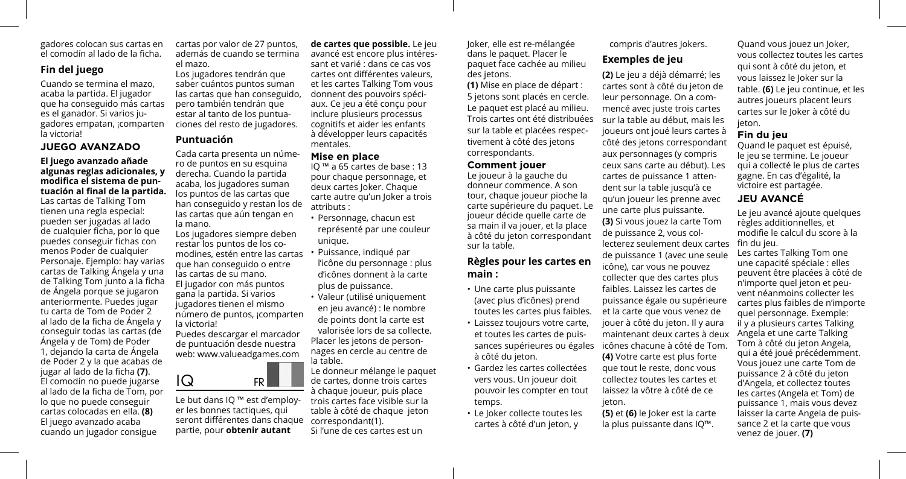gadores colocan sus cartas en el comodín al lado de la ficha.

## Fin del juego

Cuando se termina el mazo, acaba la partida. El jugador que ha conseguido más cartas es el ganador. Si varios jugadores empatan, ¡comparten la victoria!

## JUEGO AVANZADO

**El juego avanzado añade algunas reglas adicionales, y modifica el sistema de puntuación al final de la partida.**

Las cartas de Talking Tom tienen una regla especial: pueden ser jugadas al lado de cualquier ficha, por lo que puedes conseguir fichas con menos Poder de cualquier Personaje. Ejemplo: hay varias cartas de Talking Ángela y una de Talking Tom junto a la ficha de Ángela porque se jugaron anteriormente. Puedes jugar tu carta de Tom de Poder 2 al lado de la ficha de Ángela y conseguir todas las cartas (de Ángela y de Tom) de Poder 1, dejando la carta de Ángela de Poder 2 y la que acabas de jugar al lado de la ficha **(7)**.

El comodín no puede jugarse al lado de la ficha de Tom, por lo que no puede conseguir cartas colocadas en ella. **(8)**

El juego avanzado acaba cuando un jugador consigue cartas por valor de 27 puntos, además de cuando se termina el mazo.

Los jugadores tendrán que saber cuántos puntos suman las cartas que han conseguido, pero también tendrán que estar al tanto de los puntuaciones del resto de jugadores.

### Puntuación

Cada carta presenta un número de puntos en su esquina derecha. Cuando la partida acaba, los jugadores suman los puntos de las cartas que han conseguido y restan los de las cartas que aún tengan en la mano.

Los jugadores siempre deben restar los puntos de los comodines, estén entre las cartas que han conseguido o entre las cartas de su mano.

El jugador con más puntos gana la partida. Si varios jugadores tienen el mismo número de puntos, ¡comparten la victoria!

Puedes descargar el marcador de puntuación desde nuestra web: www.valueadgames.com

# IQ FR

Le but dans IQ ™ est d'employer les bonnes tactiques, qui seront différentes dans chaque partie, pour **obtenir autant de cartes que possible.** Le jeu avancé est encore plus intéressant et varié : dans ce cas vos cartes ont différentes valeurs, et les cartes Talking Tom vous donnent des pouvoirs spéciaux. Ce jeu a été conçu pour inclure plusieurs processus cognitifs et aider les enfants à développer leurs capacités mentales.

## Mise en place

IQ ™ a 65 cartes de base : 13 pour chaque personnage, et deux cartes Joker. Chaque carte autre qu'un Joker a trois attributs :

- Personnage, chacun est représenté par une couleur unique.
- Puissance, indiqué par l'icône du personnage : plus d'icônes donnent à la carte plus de puissance.
- Valeur (utilisé uniquement en jeu avancé) : le nombre de points dont la carte est valorisée lors de sa collecte.

Placer les jetons de personnages en cercle au centre de la table.

Le donneur mélange le paquet de cartes, donne trois cartes à chaque joueur, puis place trois cartes face visible sur la table à côté de chaque jeton correspondant(1).

Si l'une de ces cartes est un Joker, elle est re-mélangée dans le paquet. Placer le paquet face cachée au milieu des jetons.

**(1)** Mise en place de départ : 5 jetons sont placés en cercle. Le paquet est placé au milieu. Trois cartes ont été distribuées sur la table et placées respectivement à côté des jetons correspondants.

## Comment jouer

Le joueur à la gauche du donneur commence. A son tour, chaque joueur pioche la carte supérieure du paquet. Le joueur décide quelle carte de sa main il va jouer, et la place à côté du jeton correspondant sur la table.

### Règles pour les cartes en main :

- Une carte plus puissante (avec plus d'icônes) prend toutes les cartes plus faibles.
- Laissez toujours votre carte, et toutes les cartes de puissances supérieures ou égales à côté du jeton.
- Gardez les cartes collectées vers vous. Un joueur doit pouvoir les compter en tout temps.
- Le Joker collecte toutes les cartes à côté d'un jeton, y compris d'autres Jokers.

### Exemples de jeu

**(2)** Le jeu a déjà démarré; les cartes sont à côté du jeton de leur personnage. On a commencé avec juste trois cartes sur la table au début, mais les joueurs ont joué leurs cartes à côté des jetons correspondant aux personnages (y compris ceux sans carte au début). Les cartes de puissance 1 attendent sur la table jusqu'à ce qu'un joueur les prenne avec une carte plus puissante.

**(3)** Si vous jouez la carte Tom de puissance 2, vous collecterez seulement deux cartes de puissance 1 (avec une seule icône), car vous ne pouvez collecter que des cartes plus faibles. Laissez les cartes de puissance égale ou supérieure et la carte que vous venez de jouer à côté du jeton. Il y aura maintenant deux cartes à deux icônes chacune à côté de Tom.

**(4)** Votre carte est plus forte que tout le reste, donc vous collectez toutes les cartes et laissez la vôtre à côté de ce jeton.

**(5)** et **(6)** le Joker est la carte la plus puissante dans IQ™.

Quand vous jouez un Joker, vous collectez toutes les cartes qui sont à côté du jeton, et vous laissez le Joker sur la table. **(6)** Le jeu continue, et les autres joueurs placent leurs cartes sur le Joker à côté du jeton.

## Fin du jeu

Quand le paquet est épuisé, le jeu se termine. Le joueur qui a collecté le plus de cartes gagne. En cas d'égalité, la victoire est partagée.

## JEU AVANCÉ

Le jeu avancé ajoute quelques règles additionnelles, et modifie le calcul du score à la fin du jeu.

Les cartes Talking Tom one une capacité spéciale : elles peuvent être placées à côté de n'importe quel jeton et peuvent néanmoins collecter les cartes plus faibles de n'importe quel personnage. Exemple: il y a plusieurs cartes Talking Angela et une carte Talking Tom à côté du jeton Angela, qui a été joué précédemment. Vous jouez une carte Tom de puissance 2 à côté du jeton d'Angela, et collectez toutes les cartes (Angela et Tom) de puissance 1, mais vous devez laisser la carte Angela de puissance 2 et la carte que vous venez de jouer. **(7)**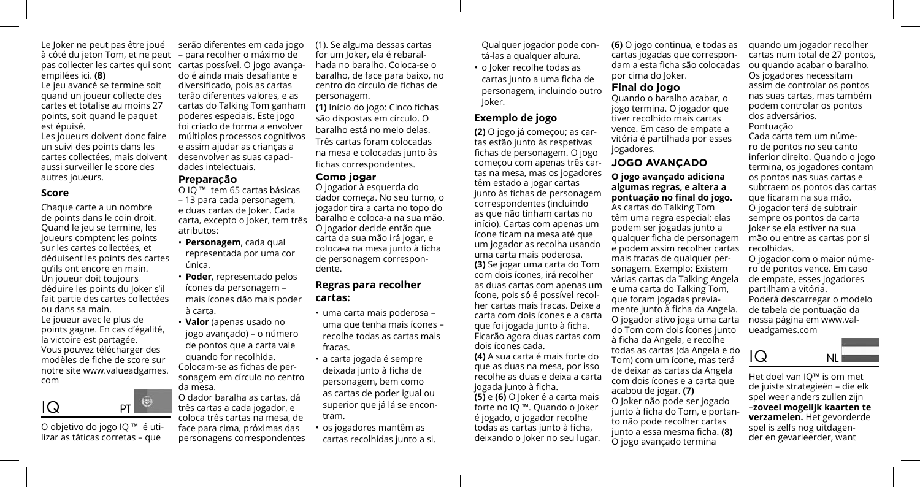Le Joker ne peut pas être joué à côté du jeton Tom, et ne peut pas collecter les cartes qui sont empilées ici. **(8)**

Le jeu avancé se termine soit quand un joueur collecte des cartes et totalise au moins 27 points, soit quand le paquet est épuisé.

Les joueurs doivent donc faire un suivi des points dans les cartes collectées, mais doivent aussi surveiller le score des autres joueurs.

### Score

Chaque carte a un nombre de points dans le coin droit. Quand le jeu se termine, les joueurs comptent les points sur les cartes collectées, et déduisent les points des cartes qu'ils ont encore en main. Un joueur doit toujours déduire les points du Joker s'il fait partie des cartes collectées ou dans sa main.

Le joueur avec le plus de points gagne. En cas d'égalité, la victoire est partagée.

Vous pouvez télécharger des modèles de fiche de score sur notre site www.valueadgames.com

## IQ PT

O objetivo do jogo IQ ™ é utilizar as táticas corretas – que serão diferentes em cada jogo – para recolher o máximo de cartas possível. O jogo avançado é ainda mais desafiante e diversificado, pois as cartas terão diferentes valores, e as cartas do Talking Tom ganham poderes especiais. Este jogo foi criado de forma a envolver múltiplos processos cognitivos e assim ajudar as crianças a desenvolver as suas capacidades intelectuais.

### Preparação

O IQ ™ tem 65 cartas básicas – 13 para cada personagem, e duas cartas de Joker. Cada carta, excepto o Joker, tem três atributos:

- **Personagem**, cada qual representada por uma cor única.
- **Poder**, representado pelos ícones da personagem – mais ícones dão mais poder à carta.
- **Valor** (apenas usado no jogo avançado) – o número de pontos que a carta vale quando for recolhida.

Colocam-se as fichas de personagem em círculo no centro da mesa.

O dador baralha as cartas, dá três cartas a cada jogador, e coloca três cartas na mesa, de face para cima, próximas das personagens correspondentes (1). Se alguma dessas cartas for um Joker, ela é rebaralhada no baralho. Coloca-se o baralho, de face para baixo, no centro do círculo de fichas de personagem.

**(1)** Início do jogo: Cinco fichas são dispostas em círculo. O baralho está no meio delas. Três cartas foram colocadas na mesa e colocadas junto às fichas correspondentes.

### Como jogar

O jogador à esquerda do dador começa. No seu turno, o jogador tira a carta no topo do baralho e coloca-a na sua mão. O jogador decide então que carta da sua mão irá jogar, e coloca-a na mesa junto à ficha de personagem correspondente.

### Regras para recolher cartas:

- uma carta mais poderosa – uma que tenha mais ícones – recolhe todas as cartas mais fracas.
- a carta jogada é sempre deixada junto à ficha de personagem, bem como as cartas de poder igual ou superior que já lá se encontram.
- os jogadores mantêm as cartas recolhidas junto a si. Qualquer jogador pode contá-las a qualquer altura.
- o Joker recolhe todas as cartas junto a uma ficha de personagem, incluindo outro Joker.

### Exemplo de jogo

**(2)** O jogo já começou; as cartas estão junto às respetivas fichas de personagem. O jogo começou com apenas três cartas na mesa, mas os jogadores têm estado a jogar cartas junto às fichas de personagem correspondentes (incluindo as que não tinham cartas no início). Cartas com apenas um ícone ficam na mesa até que um jogador as recolha usando uma carta mais poderosa.

**(3)** Se jogar uma carta do Tom com dois ícones, irá recolher as duas cartas com apenas um ícone, pois só é possível recolher cartas mais fracas. Deixe a carta com dois ícones e a carta que foi jogada junto à ficha. Ficarão agora duas cartas com dois ícones cada.

**(4)** A sua carta é mais forte do que as duas na mesa, por isso recolhe as duas e deixa a carta jogada junto à ficha.

**(5)** e **(6)** O Joker é a carta mais forte no IQ ™. Quando o Joker é jogado, o jogador recolhe todas as cartas junto à ficha, deixando o Joker no seu lugar.

**(6)** O jogo continua, e todas as cartas jogadas que correspondam a esta ficha são colocadas por cima do Joker.

### Final do jogo

Quando o baralho acabar, o jogo termina. O jogador que tiver recolhido mais cartas vence. Em caso de empate a vitória é partilhada por esses jogadores.

## JOGO AVANÇADO

**O jogo avançado adiciona algumas regras, e altera a pontuação no final do jogo.**

As cartas do Talking Tom têm uma regra especial: elas podem ser jogadas junto a qualquer ficha de personagem e podem assim recolher cartas mais fracas de qualquer personagem. Exemplo: Existem várias cartas da Talking Angela e uma carta do Talking Tom, que foram jogadas previamente junto à ficha da Angela. O jogador ativo joga uma carta do Tom com dois ícones junto à ficha da Angela, e recolhe todas as cartas (da Angela e do Tom) com um ícone, mas terá de deixar as cartas da Angela com dois ícones e a carta que acabou de jogar. **(7)**

O Joker não pode ser jogado junto à ficha do Tom, e portanto não pode recolher cartas junto a essa mesma ficha. **(8)**

O jogo avançado termina quando um jogador recolher cartas num total de 27 pontos, ou quando acabar o baralho. Os jogadores necessitam assim de controlar os pontos nas suas cartas, mas também podem controlar os pontos dos adversários.

Pontuação

Cada carta tem um número de pontos no seu canto inferior direito. Quando o jogo termina, os jogadores contam os pontos nas suas cartas e subtraem os pontos das cartas que ficaram na sua mão. O jogador terá de subtrair sempre os pontos da carta Joker se ela estiver na sua mão ou entre as cartas por si recolhidas.

O jogador com o maior número de pontos vence. Em caso de empate, esses jogadores partilham a vitória.

Poderá descarregar o modelo de tabela de pontuação da nossa página em www.valueadgames.com

## IQ NL

Het doel van IQ™ is om met de juiste strategieën – die elk spel weer anders zullen zijn –**zoveel mogelijk kaarten te verzamelen.** Het gevorderde spel is zelfs nog uitdagender en gevarieerder, want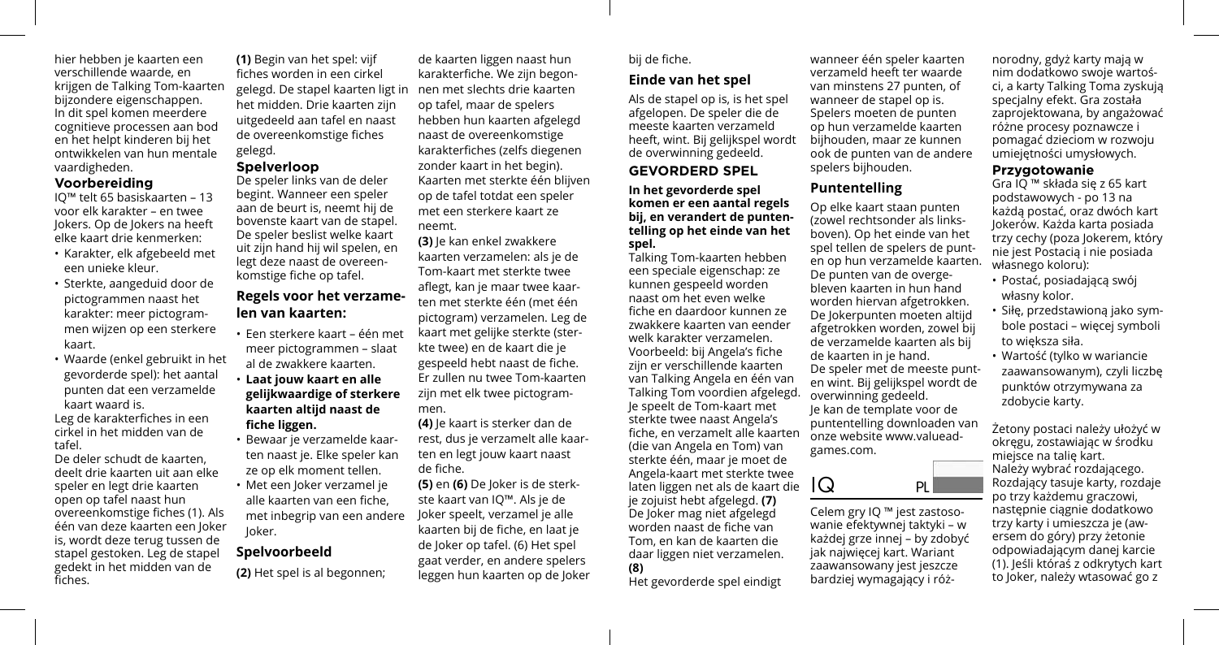hier hebben je kaarten een verschillende waarde, en krijgen de Talking Tom-kaarten bijzondere eigenschappen. In dit spel komen meerdere cognitieve processen aan bod en het helpt kinderen bij het ontwikkelen van hun mentale vaardigheden.

### Voorbereiding

IQ™ telt 65 basiskaarten – 13 voor elk karakter – en twee Jokers. Op de Jokers na heeft elke kaart drie kenmerken:

- Karakter, elk afgebeeld met een unieke kleur.
- Sterkte, aangeduid door de pictogrammen naast het karakter: meer pictogrammen wijzen op een sterkere kaart.
- Waarde (enkel gebruikt in het gevorderde spel): het aantal punten dat een verzamelde kaart waard is.

Leg de karakterfiches in een cirkel in het midden van de tafel.

De deler schudt de kaarten, deelt drie kaarten uit aan elke speler en legt drie kaarten open op tafel naast hun overeenkomstige fiches (1). Als één van deze kaarten een Joker is, wordt deze terug tussen de stapel gestoken. Leg de stapel gedekt in het midden van de fiches.

**(1)** Begin van het spel: vijf fiches worden in een cirkel gelegd. De stapel kaarten ligt in het midden. Drie kaarten zijn uitgedeeld aan tafel en naast de overeenkomstige fiches gelegd.

### Spelverloop

De speler links van de deler begint. Wanneer een speler aan de beurt is, neemt hij de bovenste kaart van de stapel. De speler beslist welke kaart uit zijn hand hij wil spelen, en legt deze naast de overeenkomstige fiche op tafel.

### Regels voor het verzamelen van kaarten:

- Een sterkere kaart – één met meer pictogrammen – slaat al de zwakkere kaarten.
- **Laat jouw kaart en alle gelijkwaardige of sterkere kaarten altijd naast de fiche liggen.**
- Bewaar je verzamelde kaarten naast je. Elke speler kan ze op elk moment tellen.
- Met een Joker verzamel je alle kaarten van een fiche, met inbegrip van een andere Joker.

### Spelvoorbeeld

**(2)** Het spel is al begonnen; de kaarten liggen naast hun karakterfiche. We zijn begonnen met slechts drie kaarten op tafel, maar de spelers hebben hun kaarten afgelegd naast de overeenkomstige karakterfiches (zelfs diegenen zonder kaart in het begin). Kaarten met sterkte één blijven op de tafel totdat een speler met een sterkere kaart ze neemt.

**(3)** Je kan enkel zwakkere kaarten verzamelen: als je de Tom-kaart met sterkte twee aflegt, kan je maar twee kaarten met sterkte één (met één pictogram) verzamelen. Leg de kaart met gelijke sterkte (sterkte twee) en de kaart die je gespeeld hebt naast de fiche. Er zullen nu twee Tom-kaarten zijn met elk twee pictogrammen.

**(4)** Je kaart is sterker dan de rest, dus je verzamelt alle kaarten en legt jouw kaart naast de fiche.

**(5)** en **(6)** De Joker is de sterkste kaart van IQ™. Als je de Joker speelt, verzamel je alle kaarten bij de fiche, en laat je de Joker op tafel. (6) Het spel gaat verder, en andere spelers leggen hun kaarten op de Joker bij de fiche.

### Einde van het spel

Als de stapel op is, is het spel afgelopen. De speler die de meeste kaarten verzameld heeft, wint. Bij gelijkspel wordt de overwinning gedeeld.

## GEVORDERD SPEL

**In het gevorderde spel komen er een aantal regels bij, en verandert de puntentelling op het einde van het spel.**

Talking Tom-kaarten hebben een speciale eigenschap: ze kunnen gespeeld worden naast om het even welke fiche en daardoor kunnen ze zwakkere kaarten van eender welk karakter verzamelen. Voorbeeld: bij Angela's fiche zijn er verschillende kaarten van Talking Angela en één van Talking Tom voordien afgelegd. Je speelt de Tom-kaart met sterkte twee naast Angela's fiche, en verzamelt alle kaarten (die van Angela en Tom) van sterkte één, maar je moet de Angela-kaart met sterkte twee laten liggen net als de kaart die je zojuist hebt afgelegd. **(7)** De Joker mag niet afgelegd worden naast de fiche van Tom, en kan de kaarten die daar liggen niet verzamelen. **(8)**

Het gevorderde spel eindigt wanneer één speler kaarten verzameld heeft ter waarde van minstens 27 punten, of wanneer de stapel op is. Spelers moeten de punten op hun verzamelde kaarten bijhouden, maar ze kunnen ook de punten van de andere spelers bijhouden.

### Puntentelling

Op elke kaart staan punten (zowel rechtsonder als linksboven). Op het einde van het spel tellen de spelers de punten op hun verzamelde kaarten. De punten van de overgebleven kaarten in hun hand worden hiervan afgetrokken. De Jokerpunten moeten altijd afgetrokken worden, zowel bij de verzamelde kaarten als bij de kaarten in je hand.

De speler met de meeste punten wint. Bij gelijkspel wordt de overwinning gedeeld.

Je kan de template voor de puntentelling downloaden van onze website www.valueadgames.com.

IQ PL

Celem gry IQ ™ jest zastosowanie efektywnej taktyki – w każdej grze innej – by zdobyć jak najwięcej kart. Wariant zaawansowany jest jeszcze bardziej wymagający i różnorodny, gdyż karty mają w nim dodatkowo swoje wartości, a karty Talking Toma zyskują specjalny efekt. Gra została zaprojektowana, by angażować różne procesy poznawcze i pomagać dzieciom w rozwoju umiejętności umysłowych.

### Przygotowanie

Gra IQ ™ składa się z 65 kart podstawowych - po 13 na każdą postać, oraz dwóch kart Jokerów. Każda karta posiada trzy cechy (poza Jokerem, który nie jest Postacią i nie posiada własnego koloru):

- Postać, posiadającą swój własny kolor.
- Siłę, przedstawioną jako symbole postaci – więcej symboli to większa siła.
- Wartość (tylko w wariancie zaawansowanym), czyli liczbę punktów otrzymywana za zdobycie karty.

Żetony postaci należy ułożyć w okręgu, zostawiając w środku miejsce na talię kart.
Należy wybrać rozdającego. Rozdający tasuje karty, rozdaje po trzy każdemu graczowi, następnie ciągnie dodatkowo trzy karty i umieszcza je (awersem do góry) przy żetonie odpowiadającym danej karcie (1). Jeśli któraś z odkrytych kart to Joker, należy wtasować go z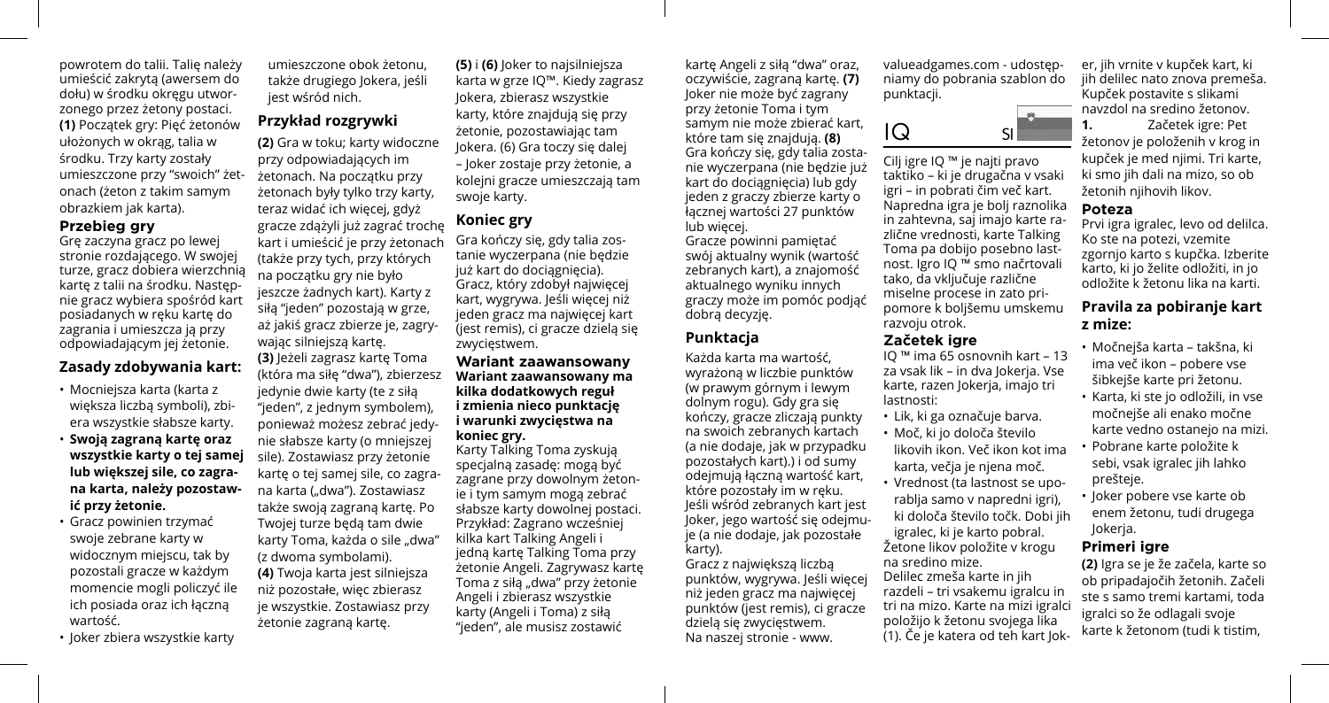powrotem do talii. Talię należy umieścić zakrytą (awersem do dołu) w środku okręgu utworzonego przez żetony postaci.
**(1)** Początek gry: Pięć żetonów ułożonych w okrąg, talia w środku. Trzy karty zostały umieszczone przy "swoich" żetonach (żeton z takim samym obrazkiem jak karta).

### Przebieg gry

Grę zaczyna gracz po lewej stronie rozdającego. W swojej turze, gracz dobiera wierzchnią kartę z talii na środku. Następnie gracz wybiera spośród kart posiadanych w ręku kartę do zagrania i umieszcza ją przy odpowiadającym jej żetonie.

### Zasady zdobywania kart:

- Mocniejsza karta (karta z większa liczbą symboli), zbiera wszystkie słabsze karty.
- **Swoją zagraną kartę oraz wszystkie karty o tej samej lub większej sile, co zagrana karta, należy pozostawić przy żetonie.**
- Gracz powinien trzymać swoje zebrane karty w widocznym miejscu, tak by pozostali gracze w każdym momencie mogli policzyć ile ich posiada oraz ich łączną wartość.
- Joker zbiera wszystkie karty umieszczone obok żetonu, także drugiego Jokera, jeśli jest wśród nich.

### Przykład rozgrywki

**(2)** Gra w toku; karty widoczne przy odpowiadających im żetonach. Na początku przy żetonach były tylko trzy karty, teraz widać ich więcej, gdyż gracze zdążyli już zagrać trochę kart i umieścić je przy żetonach (także przy tych, przy których na początku gry nie było jeszcze żadnych kart). Karty z siłą "jeden" pozostają w grze, aż jakiś gracz zbierze je, zagrywając silniejszą kartę.
**(3)** Jeżeli zagrasz kartę Toma (która ma siłę "dwa"), zbierzesz jedynie dwie karty (te z siłą "jeden", z jednym symbolem), ponieważ możesz zebrać jedynie słabsze karty (o mniejszej sile). Zostawiasz przy żetonie kartę o tej samej sile, co zagrana karta („dwa"). Zostawiasz także swoją zagraną kartę. Po Twojej turze będą tam dwie karty Toma, każda o sile „dwa" (z dwoma symbolami).
**(4)** Twoja karta jest silniejsza niż pozostałe, więc zbierasz je wszystkie. Zostawiasz przy żetonie zagraną kartę.
**(5)** i **(6)** Joker to najsilniejsza karta w grze IQ™. Kiedy zagrasz Jokera, zbierasz wszystkie karty, które znajdują się przy żetonie, pozostawiając tam Jokera. (6) Gra toczy się dalej – Joker zostaje przy żetonie, a kolejni gracze umieszczają tam swoje karty.

### Koniec gry

Gra kończy się, gdy talia zostanie wyczerpana (nie będzie już kart do dociągnięcia). Gracz, który zdobył najwięcej kart, wygrywa. Jeśli więcej niż jeden gracz ma najwięcej kart (jest remis), ci gracze dzielą się zwycięstwem.

### Wariant zaawansowany

**Wariant zaawansowany ma kilka dodatkowych reguł i zmienia nieco punktację i warunki zwycięstwa na koniec gry.**
Karty Talking Toma zyskują specjalną zasadę: mogą być zagrane przy dowolnym żetonie i tym samym mogą zebrać słabsze karty dowolnej postaci. Przykład: Zagrano wcześniej kilka kart Talking Angeli i jedną kartę Talking Toma przy żetonie Angeli. Zagrywasz kartę Toma z siłą „dwa" przy żetonie Angeli i zbierasz wszystkie karty (Angeli i Toma) z siłą "jeden", ale musisz zostawić kartę Angeli z siłą "dwa" oraz, oczywiście, zagraną kartę. **(7)** Joker nie może być zagrany przy żetonie Toma i tym samym nie może zbierać kart, które tam się znajdują. **(8)** Gra kończy się, gdy talia zostanie wyczerpana (nie będzie już kart do dociągnięcia) lub gdy jeden z graczy zbierze karty o łącznej wartości 27 punktów lub więcej.
Gracze powinni pamiętać swój aktualny wynik (wartość zebranych kart), a znajomość aktualnego wyniku innych graczy może im pomóc podjąć dobrą decyzję.

### Punktacja

Każda karta ma wartość, wyrażoną w liczbie punktów (w prawym górnym i lewym dolnym rogu). Gdy gra się kończy, gracze zliczają punkty na swoich zebranych kartach (a nie dodaje, jak w przypadku pozostałych kart.) i od sumy odejmują łączną wartość kart, które pozostały im w ręku. Jeśli wśród zebranych kart jest Joker, jego wartość się odejmuje (a nie dodaje, jak pozostałe karty).
Gracz z największą liczbą punktów, wygrywa. Jeśli więcej niż jeden gracz ma najwięcej punktów (jest remis), ci gracze dzielą się zwycięstwem.
Na naszej stronie - www.valueadgames.com - udostępniamy do pobrania szablon do punktacji.

## IQ SI

Cilj igre IQ ™ je najti pravo taktiko – ki je drugačna v vsaki igri – in pobrati čim več kart. Napredna igra je bolj raznolika in zahtevna, saj imajo karte različne vrednosti, karte Talking Toma pa dobijo posebno lastnost. Igro IQ ™ smo načrtovali tako, da vključuje različne miselne procese in zato pripomore k boljšemu umskemu razvoju otrok.

### Začetek igre

IQ ™ ima 65 osnovnih kart – 13 za vsak lik – in dva Jokerja. Vse karte, razen Jokerja, imajo tri lastnosti:

- Lik, ki ga označuje barva.
- Moč, ki jo določa število likovih ikon. Več ikon kot ima karta, večja je njena moč.
- Vrednost (ta lastnost se uporablja samo v napredni igri), ki določa število točk. Dobi jih igralec, ki je karto pobral.

Žetone likov položite v krogu na sredino mize.
Delilec zmeša karte in jih razdeli – tri vsakemu igralcu in tri na mizo. Karte na mizi igralci položijo k žetonu svojega lika (1). Če je katera od teh kart Joker, jih vrnite v kupček kart, ki jih delilec nato znova premeša. Kupček postavite s slikami navzdol na sredino žetonov.
**1.** Začetek igre: Pet žetonov je položenih v krog in kupček je med njimi. Tri karte, ki smo jih dali na mizo, so ob žetonih njihovih likov.

### Poteza

Prvi igra igralec, levo od delilca. Ko ste na potezi, vzemite zgornjo karto s kupčka. Izberite karto, ki jo želite odložiti, in jo odložite k žetonu lika na karti.

### Pravila za pobiranje kart z mize:

- Močnejša karta – takšna, ki ima več ikon – pobere vse šibkejše karte pri žetonu.
- Karta, ki ste jo odložili, in vse močnejše ali enako močne karte vedno ostanejo na mizi.
- Pobrane karte položite k sebi, vsak igralec jih lahko prešteje.
- Joker pobere vse karte ob enem žetonu, tudi drugega Jokerja.

### Primeri igre

**(2)** Igra se je že začela, karte so ob pripadajočih žetonih. Začeli ste s samo tremi kartami, toda igralci so že odlagali svoje karte k žetonom (tudi k tistim,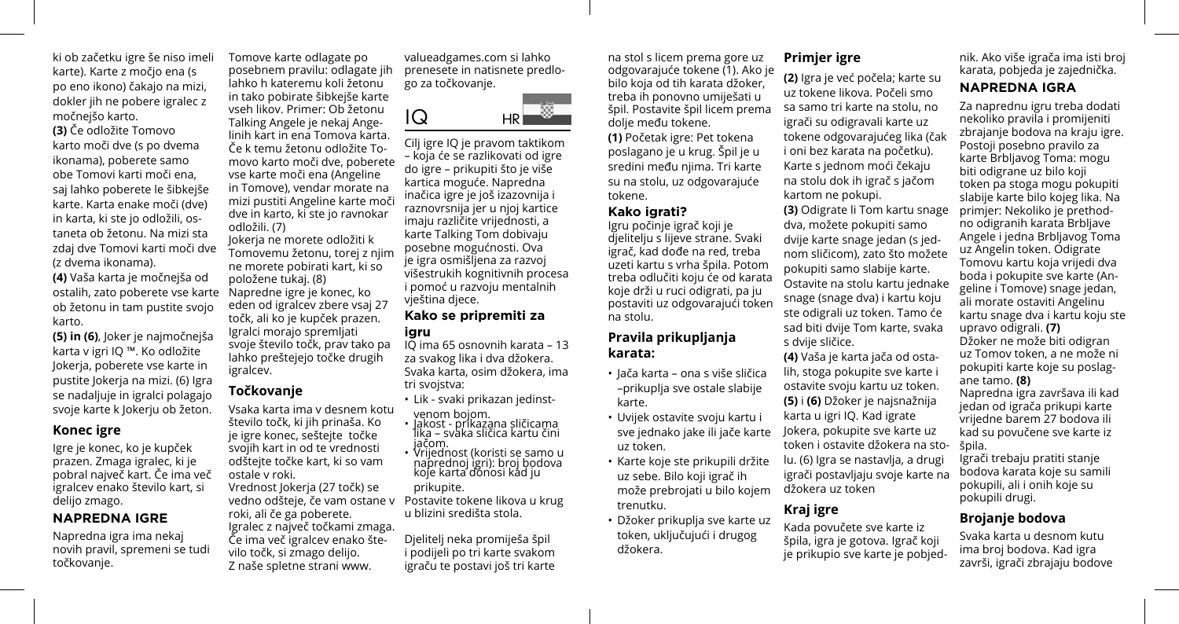ki ob začetku igre še niso imeli karte). Karte z močjo ena (s po eno ikono) čakajo na mizi, dokler jih ne pobere igralec z močnejšo karto.

**(3)** Če odložite Tomovo karto moči dve (s po dvema ikonama), poberete samo obe Tomovi karti moči ena, saj lahko poberete le šibkejše karte. Karta enake moči (dve) in karta, ki ste jo odložili, ostaneta ob žetonu. Na mizi sta zdaj dve Tomovi karti moči dve (z dvema ikonama).

**(4)** Vaša karta je močnejša od ostalih, zato poberete vse karte ob žetonu in tam pustite svojo karto.

**(5) in (6)**, Joker je najmočnejša karta v igri IQ ™. Ko odložite Jokerja, poberete vse karte in pustite Jokerja na mizi. (6) Igra se nadaljuje in igralci polagajo svoje karte k Jokerju ob žeton.

## Konec igre

Igre je konec, ko je kupček prazen. Zmaga igralec, ki je pobral največ kart. Če ima več igralcev enako število kart, si delijo zmago.

## NAPREDNA IGRE

Napredna igra ima nekaj novih pravil, spremeni se tudi točkovanje.

Tomove karte odlagate po posebnem pravilu: odlagate jih lahko h kateremu koli žetonu in tako poberate šibkejše karte vseh likov. Primer: Ob žetonu Talking Angele je nekaj Angelinih kart in ena Tomova karta. Če k temu žetonu odložite Tomovo karto moči dve, poberete vse karte moči ena (Angeline in Tomove), vendar morate na mizi pustiti Angeline karte moči dve in karto, ki ste jo ravnokar odložili. (7)

Jokerja ne morete odložiti k Tomovemu žetonu, torej z njim ne morete pobirati kart, ki so položene tukaj. (8)

Napredne igre je konec, ko eden od igralcev zbere vsaj 27 točk, ali ko je kupček prazen. Igralci morajo spremljati svoje število točk, prav tako pa lahko preštejejo točke drugih igralcev.

## Točkovanje

Vsaka karta ima v desnem kotu število točk, ki jih prinaša. Ko je igre konec, seštejte točke svojih kart in od te vrednosti odštejte točke kart, ki so vam ostale v roki.

Vrednost Jokerja (27 točk) se vedno odšteje, če vam ostane v roki, ali če ga poberete.

Igralec z največ točkami zmaga. Če ima več igralcev enako število točk, si zmago delijo.

Z naše spletne strani www.valueadgames.com si lahko prenesete in natisnete predlogo za točkovanje.

# IQ HR

Cilj igre IQ je pravom taktikom – koja će se razlikovati od igre do igre – prikupiti što je više kartica moguće. Napredna inačica igre je još izazovnija i raznovrsnija jer u njoj kartice imaju različite vrijednosti, a karte Talking Tom dobivaju posebne mogućnosti. Ova je igra osmišljena za razvoj višestrukih kognitivnih procesa i pomoć u razvoju mentalnih vještina djece.

## Kako se pripremiti za igru

IQ ima 65 osnovnih karata – 13 za svakog lika i dva džokera. Svaka karta, osim džokera, ima tri svojstva:

- Lik - svaki prikazan jedinstvenom bojom.
- Jakost - prikazana sličicama lika – svaka sličica kartu čini jačom.
- Vrijednost (koristi se samo u naprednoj igri): broj bodova koje karta donosi kad ju prikupite.

Postavite tokene likova u krug u blizini središta stola.

Djelitelj neka promiješa špil i podijeli po tri karte svakom igraču te postavi još tri karte na stol s licem prema gore uz odgovarajuće tokene (1). Ako je bilo koja od tih karata džoker, treba ih ponovno umiješati u špil. Postavite špil licem prema dolje među tokene.

**(1)** Početak igre: Pet tokena poslagano je u krug. Špil je u sredini među njima. Tri karte su na stolu, uz odgovarajuće tokene.

## Kako igrati?

Igru počinje igrač koji je djelitelju s lijeve strane. Svaki igrač, kad dođe na red, treba uzeti kartu s vrha špila. Potom treba odlučiti koju će od karata koje drži u ruci odigrati, pa ju postaviti uz odgovarajući token na stolu.

## Pravila prikupljanja karata:

- Jača karta – ona s više sličica –prikuplja sve ostale slabije karte.
- Uvijek ostavite svoju kartu i sve jednako jake ili jače karte uz token.
- Karte koje ste prikupili držite uz sebe. Bilo koji igrač ih može prebrojati u bilo kojem trenutku.
- Džoker prikuplja sve karte uz token, uključujući i drugog džokera.

## Primjer igre

**(2)** Igra je već počela; karte su uz tokene likova. Počeli smo sa samo tri karte na stolu, no igrači su odigravali karte uz tokene odgovarajućeg lika (čak i oni bez karata na početku). Karte s jednom moći čekaju na stolu dok ih igrač s jačom kartom ne pokupi.

**(3)** Odigrate li Tom kartu snage dva, možete pokupiti samo dvije karte snage jedan (s jednom sličicom), zato što možete pokupiti samo slabije karte. Ostavite na stolu kartu jednake snage (snage dva) i kartu koju ste odigrali uz token. Tamo će sad biti dvije Tom karte, svaka s dvije sličice.

**(4)** Vaša je karta jača od ostalih, stoga pokupite sve karte i ostavite svoju kartu uz token.

**(5)** i **(6)** Džoker je najsnažnija karta u igri IQ. Kad igrate Jokera, pokupite sve karte uz token i ostavite džokera na stolu. (6) Igra se nastavlja, a drugi igrači postavljaju svoje karte na džokera uz token

## Kraj igre

Kada povučete sve karte iz špila, igra je gotova. Igrač koji je prikupio sve karte je pobjednik. Ako više igrača ima isti broj karata, pobjeda je zajednička.

## NAPREDNA IGRA

Za naprednu igru treba dodati nekoliko pravila i promijeniti zbrajanje bodova na kraju igre. Postoji posebno pravilo za karte Brbljavog Toma: mogu biti odigrane uz bilo koji token pa stoga mogu pokupiti slabije karte bilo kojeg lika. Na primjer: Nekoliko je prethodno odigranih karata Brbljave Angele i jedna Brbljavog Toma uz Angelin token. Odigrate Tomovu kartu koja vrijedi dva boda i pokupite sve karte (Angeline i Tomove) snage jedan, ali morate ostaviti Angelinu kartu snage dva i kartu koju ste upravo odigrali. **(7)**

Džoker ne može biti odigran uz Tomov token, a ne može ni pokupiti karte koje su poslagane tamo. **(8)**

Napredna igra završava ili kad jedan od igrača prikupi karte vrijedne barem 27 bodova ili kad su povučene sve karte iz špila.

Igrači trebaju pratiti stanje bodova karata koje su samili pokupili, ali i onih koje su pokupili drugi.

## Brojanje bodova

Svaka karta u desnom kutu ima broj bodova. Kad igra završi, igrači zbrajaju bodove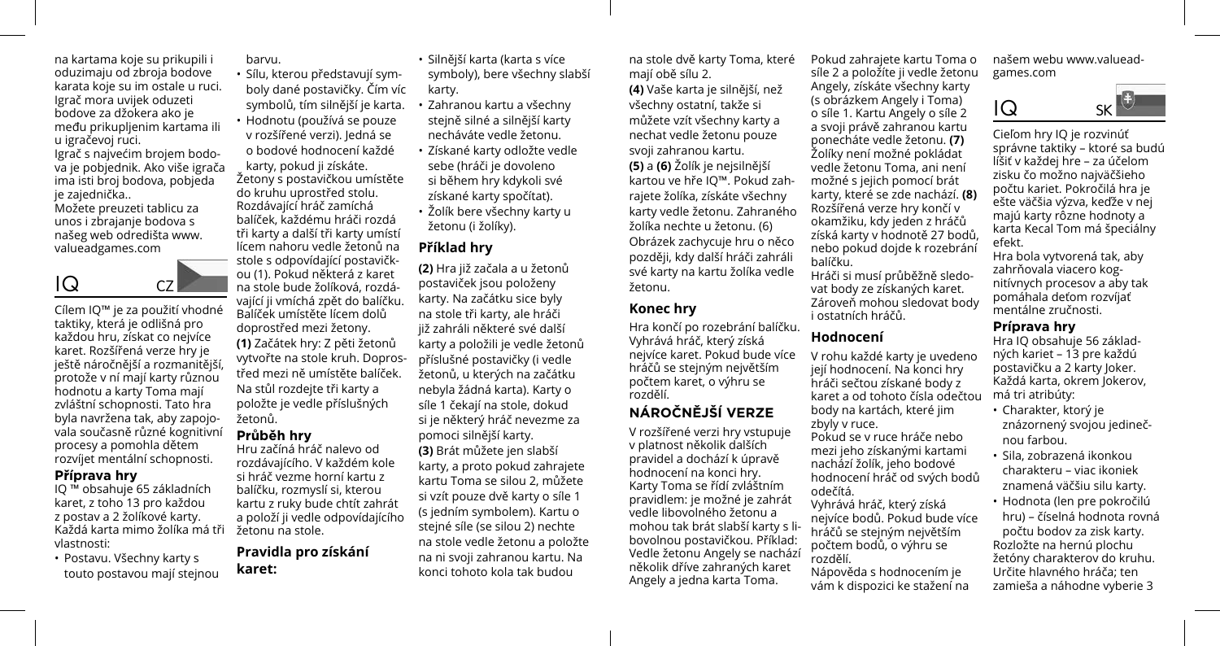na kartama koje su prikupili i oduzimaju od zbroja bodove karata koje su im ostale u ruci. Igrač mora uvijek oduzeti bodove za džokera ako je među prikupljenim kartama ili u igračevoj ruci.

Igrač s najvećim brojem bodova je pobjednik. Ako više igrača ima isti broj bodova, pobjeda je zajednička..

Možete preuzeti tablicu za unos i zbrajanje bodova s našeg web odredišta www.valueadgames.com

# IQ CZ

Cílem IQ™ je za použití vhodné taktiky, která je odlišná pro každou hru, získat co nejvíce karet. Rozšířená verze hry je ještě náročnější a rozmanitější, protože v ní mají karty různou hodnotu a karty Toma mají zvláštní schopnosti. Tato hra byla navržena tak, aby zapojovala současně různé kognitivní procesy a pomohla dětem rozvíjet mentální schopnosti.

## Příprava hry

IQ ™ obsahuje 65 základních karet, z toho 13 pro každou z postav a 2 žolíkové karty. Každá karta mimo žolíka má tři vlastnosti:

- Postavu. Všechny karty s touto postavou mají stejnou barvu.
- Sílu, kterou představují symboly dané postavičky. Čím víc symbolů, tím silnější je karta.
- Hodnotu (používá se pouze v rozšířené verzi). Jedná se o bodové hodnocení každé karty, pokud ji získáte.

Žetony s postavičkou umístěte do kruhu uprostřed stolu. Rozdávající hráč zamíchá balíček, každému hráči rozdá tři karty a další tři karty umístí lícem nahoru vedle žetonů na stole s odpovídající postavičkou (1). Pokud některá z karet na stole bude žolíková, rozdávající ji vmíchá zpět do balíčku. Balíček umístěte lícem dolů doprostřed mezi žetony.

**(1)** Začátek hry: Z pěti žetonů vytvořte na stole kruh. Doprostřed mezi ně umístěte balíček. Na stůl rozdejte tři karty a položte je vedle příslušných žetonů.

## Průběh hry

Hru začíná hráč nalevo od rozdávajícího. V každém kole si hráč vezme horní kartu z balíčku, rozmyslí si, kterou kartu z ruky bude chtít zahrát a položí ji vedle odpovídajícího žetonu na stole.

## Pravidla pro získání karet:

- Silnější karta (karta s více symboly), bere všechny slabší karty.
- Zahranou kartu a všechny stejně silné a silnější karty necháváte vedle žetonu.
- Získané karty odložte vedle sebe (hráči je dovoleno si během hry kdykoli své získané karty spočítat).
- Žolík bere všechny karty u žetonu (i žolíky).

## Příklad hry

**(2)** Hra již začala a u žetonů postaviček jsou položeny karty. Na začátku sice byly na stole tři karty, ale hráči již zahráli některé své další karty a položili je vedle žetonů příslušné postavičky (i vedle žetonů, u kterých na začátku nebyla žádná karta). Karty o síle 1 čekají na stole, dokud si je některý hráč nevezme za pomoci silnější karty.

**(3)** Brát můžete jen slabší karty, a proto pokud zahrajete kartu Toma se silou 2, můžete si vzít pouze dvě karty o síle 1 (s jedním symbolem). Kartu o stejné síle (se silou 2) nechte na stole vedle žetonu a položte na ni svoji zahranou kartu. Na konci tohoto kola tak budou na stole dvě karty Toma, které mají obě sílu 2.

**(4)** Vaše karta je silnější, než všechny ostatní, takže si můžete vzít všechny karty a nechat vedle žetonu pouze svoji zahranou kartu.

**(5)** a **(6)** Žolík je nejsilnější kartou ve hře IQ™. Pokud zahrajete žolíka, získáte všechny karty vedle žetonu. Zahraného žolíka nechte u žetonu. (6) Obrázek zachycuje hru o něco později, kdy další hráči zahráli své karty na kartu žolíka vedle žetonu.

## Konec hry

Hra končí po rozebrání balíčku. Vyhrává hráč, který získá nejvíce karet. Pokud bude více hráčů se stejným největším počtem karet, o výhru se rozdělí.

## NÁROČNĚJŠÍ VERZE

V rozšířené verzi hry vstupuje v platnost několik dalších pravidel a dochází k úpravě hodnocení na konci hry. Karty Toma se řídí zvláštním pravidlem: je možné je zahrát vedle libovolného žetonu a mohou tak brát slabší karty s libovolnou postavičkou. Příklad: Vedle žetonu Angely se nachází několik dříve zahraných karet Angely a jedna karta Toma. Pokud zahrajete kartu Toma o síle 2 a položíte ji vedle žetonu Angely, získáte všechny karty (s obrázkem Angely i Toma) o síle 1. Kartu Angely o síle 2 a svoji právě zahranou kartu ponecháte vedle žetonu. **(7)** Žolíky není možné pokládat vedle žetonu Toma, ani není možné s jejich pomocí brát karty, které se zde nachází. **(8)** Rozšířená verze hry končí v okamžiku, kdy jeden z hráčů získá karty v hodnotě 27 bodů, nebo pokud dojde k rozebrání balíčku.

Hráči si musí průběžně sledovat body ze získaných karet. Zároveň mohou sledovat body i ostatních hráčů.

## Hodnocení

V rohu každé karty je uvedeno její hodnocení. Na konci hry hráči sečtou získané body z karet a od tohoto čísla odečtou body na kartách, které jim zbyly v ruce.

Pokud se v ruce hráče nebo mezi jeho získanými kartami nachází žolík, jeho bodové hodnocení hráč od svých bodů odečítá.

Vyhrává hráč, který získá nejvíce bodů. Pokud bude více hráčů se stejným největším počtem bodů, o výhru se rozdělí.

Nápověda s hodnocením je vám k dispozici ke stažení na našem webu www.valueadgames.com

# IQ SK

Cieľom hry IQ je rozvinúť správne taktiky – ktoré sa budú líšiť v každej hre – za účelom zisku čo možno najväčšieho počtu kariet. Pokročilá hra je ešte väčšia výzva, keďže v nej majú karty rôzne hodnoty a karta Kecal Tom má špeciálny efekt.

Hra bola vytvorená tak, aby zahrňovala viacero kognitívnych procesov a aby tak pomáhala deťom rozvíjať mentálne zručnosti.

## Príprava hry

Hra IQ obsahuje 56 základných kariet – 13 pre každú postavičku a 2 karty Joker. Každá karta, okrem Jokerov, má tri atribúty:

- Charakter, ktorý je znázornený svojou jedinečnou farbou.
- Sila, zobrazená ikonkou charakteru – viac ikoniek znamená väčšiu silu karty.
- Hodnota (len pre pokročilú hru) – číselná hodnota rovná počtu bodov za zisk karty.

Rozložte na hernú plochu žetóny charakterov do kruhu. Určite hlavného hráča; ten zamieša a náhodne vyberie 3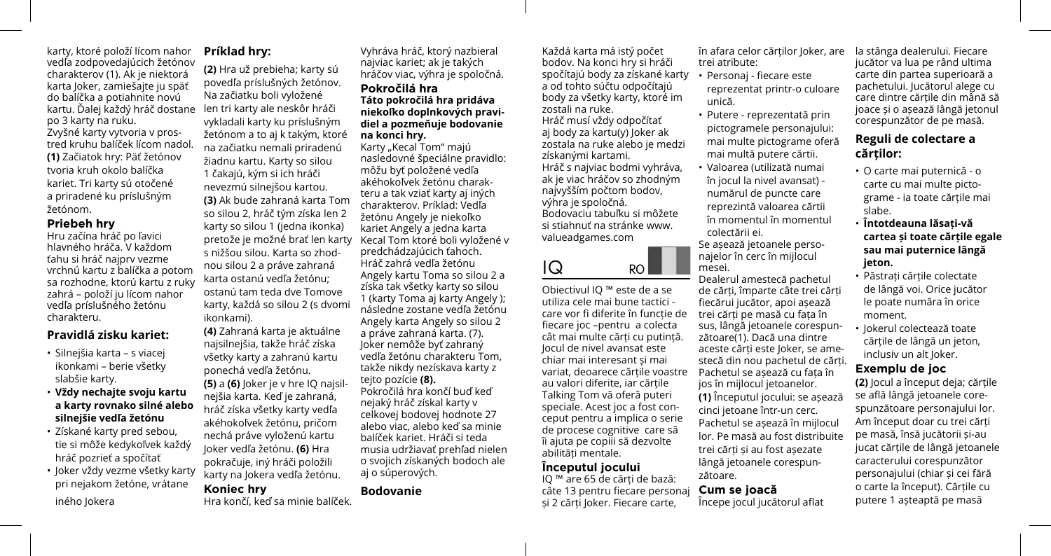karty, ktoré položí lícom nahor vedľa zodpovedajúcich žetónov charakterov (1). Ak je niektorá karta Joker, zamiešajte ju späť do balíčka a potiahnite novú kartu. Ďalej každý hráč dostane po 3 karty na ruku.

Zvyšné karty vytvoria v prostred kruhu balíček lícom nadol.

**(1)** Začiatok hry: Päť žetónov tvoria kruh okolo balíčka kariet. Tri karty sú otočené a priradené ku príslušným žetónom.

## Priebeh hry

Hru začína hráč po ľavici hlavného hráča. V každom ťahu si hráč najprv vezme vrchnú kartu z balíčka a potom sa rozhodne, ktorú kartu z ruky zahrá – položí ju lícom nahor vedľa príslušného žetónu charakteru.

## Pravidlá zisku kariet:

- Silnejšia karta – s viacej ikonkami – berie všetky slabšie karty.
- **Vždy nechajte svoju kartu a karty rovnako silné alebo silnejšie vedľa žetónu**
- Získané karty pred sebou, tie si môže kedykoľvek každý hráč pozrieť a spočítať
- Joker vždy vezme všetky karty pri nejakom žetóne, vrátane iného Jokera

## Príklad hry:

**(2)** Hra už prebieha; karty sú povedľa príslušných žetónov. Na začiatku boli vyložené len tri karty ale neskôr hráči vykladali karty ku príslušným žetónom a to aj k takým, ktoré na začiatku nemali priradenú žiadnu kartu. Karty so silou 1 čakajú, kým si ich hráči nevezmú silnejšou kartou.

**(3)** Ak bude zahraná karta Tom so silou 2, hráč tým získa len 2 karty so silou 1 (jedna ikonka) pretože je možné brať len karty s nižšou silou. Karta so zhodnou silou 2 a práve zahraná karta ostanú vedľa žetónu; ostanú tam teda dve Tomove karty, každá so silou 2 (s dvomi ikonkami).

**(4)** Zahraná karta je aktuálne najsilnejšia, takže hráč získa všetky karty a zahranú kartu ponechá vedľa žetónu.

**(5)** a **(6)** Joker je v hre IQ najsilnejšia karta. Keď je zahraná, hráč získa všetky karty vedľa akéhokoľvek žetónu, pričom nechá práve vyloženú kartu Joker vedľa žetónu. **(6)** Hra pokračuje, iný hráči položili karty na Jokera vedľa žetónu.

## Koniec hry

Hra končí, keď sa minie balíček. Vyhráva hráč, ktorý nazbieral najviac kariet; ak je takých hráčov viac, výhra je spoločná.

## Pokročilá hra

**Táto pokročilá hra pridáva niekoľko doplnkových pravidiel a pozmeňuje bodovanie na konci hry.**

Karty „Kecal Tom" majú nasledovné špeciálne pravidlo: môžu byť položené vedľa akéhokoľvek žetónu charakteru a tak vziať karty aj iných charakterov. Príklad: Vedľa žetónu Angely je niekoľko kariet Angely a jedna karta Kecal Tom ktoré boli vyložené v predchádzajúcich ťahoch. Hráč zahrá vedľa žetónu Angely kartu Toma so silou 2 a získa tak všetky karty so silou 1 (karty Toma aj karty Angely ); následne zostane vedľa žetónu Angely karta Angely so silou 2 a práve zahraná karta. (7). Joker nemôže byť zahraný vedľa žetónu charakteru Tom, takže nikdy nezíska karty z tejto pozície **(8).**

Pokročilá hra končí buď keď nejaký hráč získal karty v celkovej bodovej hodnote 27 alebo viac, alebo keď sa minie balíček kariet. Hráči si teda musia udržiavať prehľad nielen o svojich získaných bodoch ale aj o súperových.

## Bodovanie

Každá karta má istý počet bodov. Na konci hry si hráči spočítajú body za získané karty a od tohto súčtu odpočítajú body za všetky karty, ktoré im zostali na ruke.

Hráč musí vždy odpočítať aj body za kartu(y) Joker ak zostala na ruke alebo je medzi získanými kartami.

Hráč s najviac bodmi vyhráva, ak je viac hráčov so zhodným najvyšším počtom bodov, výhra je spoločná.

Bodovaciu tabuľku si môžete si stiahnuť na stránke www.valueadgames.com

# IQ RO

Obiectivul IQ ™ este de a se utiliza cele mai bune tactici - care vor fi diferite în funcție de fiecare joc –pentru a colecta cât mai multe cărți cu putință. Jocul de nivel avansat este chiar mai interesant și mai variat, deoarece cărțile voastre au valori diferite, iar cărțile Talking Tom vă oferă puteri speciale. Acest joc a fost conceput pentru a implica o serie de procese cognitive care să îi ajute pe copiii să dezvolte abilități mentale.

## Începutul jocului

IQ ™ are 65 de cărți de bază: câte 13 pentru fiecare personaj și 2 cărți Joker. Fiecare carte, în afara celor cărților Joker, are trei atribute:

- Personaj - fiecare este reprezentat printr-o culoare unică.
- Putere - reprezentată prin pictogramele personajului: mai multe pictograme oferă mai multă putere cărții.
- Valoarea (utilizată numai în jocul la nivel avansat) - numărul de puncte care reprezintă valoarea cărtii în momentul în momentul colectării ei.

Se așează jetoanele personajelor în cerc în mijlocul mesei.

Dealerul amestecă pachetul de cărți, împarte câte trei cărți fiecărui jucător, apoi așează trei cărți pe masă cu fața în sus, lângă jetoanele corespunzătoare(1). Dacă una dintre aceste cărți este Joker, se amestecă din nou pachetul de cărți. Pachetul se așează cu fața în jos în mijlocul jetoanelor.

**(1)** Începutul jocului: se așează cinci jetoane într-un cerc. Pachetul se așează în mijlocul lor. Pe masă au fost distribuite trei cărți și au fost așezate lângă jetoanele corespunzătoare.

## Cum se joacă

Începe jocul jucătorul aflat la stânga dealerului. Fiecare jucător va lua pe rând ultima carte din partea superioară a pachetului. Jucătorul alege cu care dintre cărțile din mână să joace și o așează lângă jetonul corespunzător de pe masă.

## Reguli de colectare a cărților:

- O carte mai puternică - o carte cu mai multe pictograme - ia toate cărțile mai slabe.
- **Întotdeauna lăsați-vă cartea și toate cărțile egale sau mai puternice lângă jeton.**
- Păstrați cărțile colectate de lângă voi. Orice jucător le poate număra în orice moment.
- Jokerul colectează toate cărțile de lângă un jeton, inclusiv un alt Joker.

## Exemplu de joc

**(2)** Jocul a început deja; cărțile se află lângă jetoanele corespunzătoare personajului lor. Am început doar cu trei cărți pe masă, însă jucătorii și-au jucat cărțile de lângă jetoanele caracterului corespunzător personajului (chiar și cei fără o carte la început). Cărțile cu putere 1 așteaptă pe masă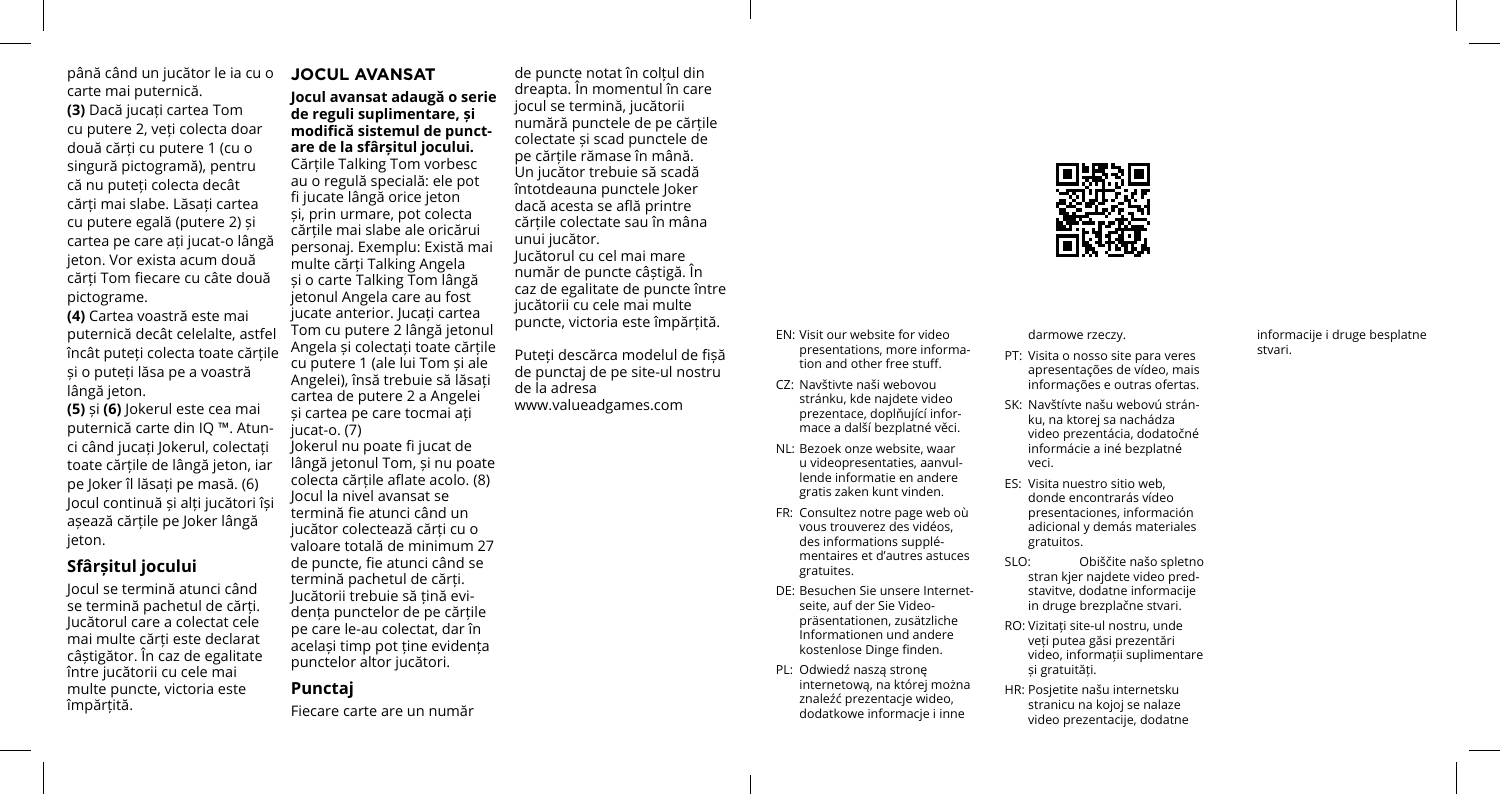până când un jucător le ia cu o carte mai puternică.

**(3)** Dacă jucați cartea Tom cu putere 2, veți colecta doar două cărți cu putere 1 (cu o singură pictogramă), pentru că nu puteți colecta decât cărți mai slabe. Lăsați cartea cu putere egală (putere 2) și cartea pe care ați jucat-o lângă jeton. Vor exista acum două cărți Tom fiecare cu câte două pictograme.

**(4)** Cartea voastră este mai puternică decât celelalte, astfel încât puteți colecta toate cărțile și o puteți lăsa pe a voastră lângă jeton.

**(5)** și **(6)** Jokerul este cea mai puternică carte din IQ ™. Atunci când jucați Jokerul, colectați toate cărțile de lângă jeton, iar pe Joker îl lăsați pe masă. (6) Jocul continuă și alți jucători își așează cărțile pe Joker lângă jeton.

## Sfârșitul jocului

Jocul se termină atunci când se termină pachetul de cărți. Jucătorul care a colectat cele mai multe cărți este declarat câștigător. În caz de egalitate între jucătorii cu cele mai multe puncte, victoria este împărțită.

## JOCUL AVANSAT

**Jocul avansat adaugă o serie de reguli suplimentare, și modifică sistemul de punctare de la sfârșitul jocului.**
Cărțile Talking Tom vorbesc au o regulă specială: ele pot fi jucate lângă orice jeton și, prin urmare, pot colecta cărțile mai slabe ale oricărui personaj. Exemplu: Există mai multe cărți Talking Angela și o carte Talking Tom lângă jetonul Angela care au fost jucate anterior. Jucați cartea Tom cu putere 2 lângă jetonul Angela și colectați toate cărțile cu putere 1 (ale lui Tom și ale Angelei), însă trebuie să lăsați cartea de putere 2 a Angelei și cartea pe care tocmai ați jucat-o. (7)
Jokerul nu poate fi jucat de lângă jetonul Tom, și nu poate colecta cărțile aflate acolo. (8)
Jocul la nivel avansat se termină fie atunci când un jucător colectează cărți cu o valoare totală de minimum 27 de puncte, fie atunci când se termină pachetul de cărți. Jucătorii trebuie să țină evidența punctelor de pe cărțile pe care le-au colectat, dar în același timp pot ține evidența punctelor altor jucători.

## Punctaj

Fiecare carte are un număr de puncte notat în colțul din dreapta. În momentul în care jocul se termină, jucătorii numără punctele de pe cărțile colectate și scad punctele de pe cărțile rămase în mână. Un jucător trebuie să scadă întotdeauna punctele Joker dacă acesta se află printre cărțile colectate sau în mâna unui jucător.
Jucătorul cu cel mai mare număr de puncte câștigă. În caz de egalitate de puncte între jucătorii cu cele mai multe puncte, victoria este împărțită.

Puteți descărca modelul de fișă de punctaj de pe site-ul nostru de la adresa
www.valueadgames.com

EN: Visit our website for video presentations, more information and other free stuff.

CZ: Navštivte naši webovou stránku, kde najdete video prezentace, doplňující informace a další bezplatné věci.

NL: Bezoek onze website, waar u videopresentaties, aanvullende informatie en andere gratis zaken kunt vinden.

FR: Consultez notre page web où vous trouverez des vidéos, des informations supplémentaires et d'autres astuces gratuites.

DE: Besuchen Sie unsere Internetseite, auf der Sie Videopräsentationen, zusätzliche Informationen und andere kostenlose Dinge finden.

PL: Odwiedź naszą stronę internetową, na której można znaleźć prezentacje wideo, dodatkowe informacje i inne darmowe rzeczy.

PT: Visita o nosso site para veres apresentações de vídeo, mais informações e outras ofertas.

SK: Navštívte našu webovú stránku, na ktorej sa nachádza video prezentácia, dodatočné informácie a iné bezplatné veci.

ES: Visita nuestro sitio web, donde encontrarás vídeo presentaciones, información adicional y demás materiales gratuitos.

SLO: Obiščite našo spletno stran kjer najdete video predstavitve, dodatne informacije in druge brezplačne stvari.

RO: Vizitați site-ul nostru, unde veți putea găsi prezentări video, informații suplimentare și gratuități.

HR: Posjetite našu internetsku stranicu na kojoj se nalaze video prezentacije, dodatne informacije i druge besplatne stvari.